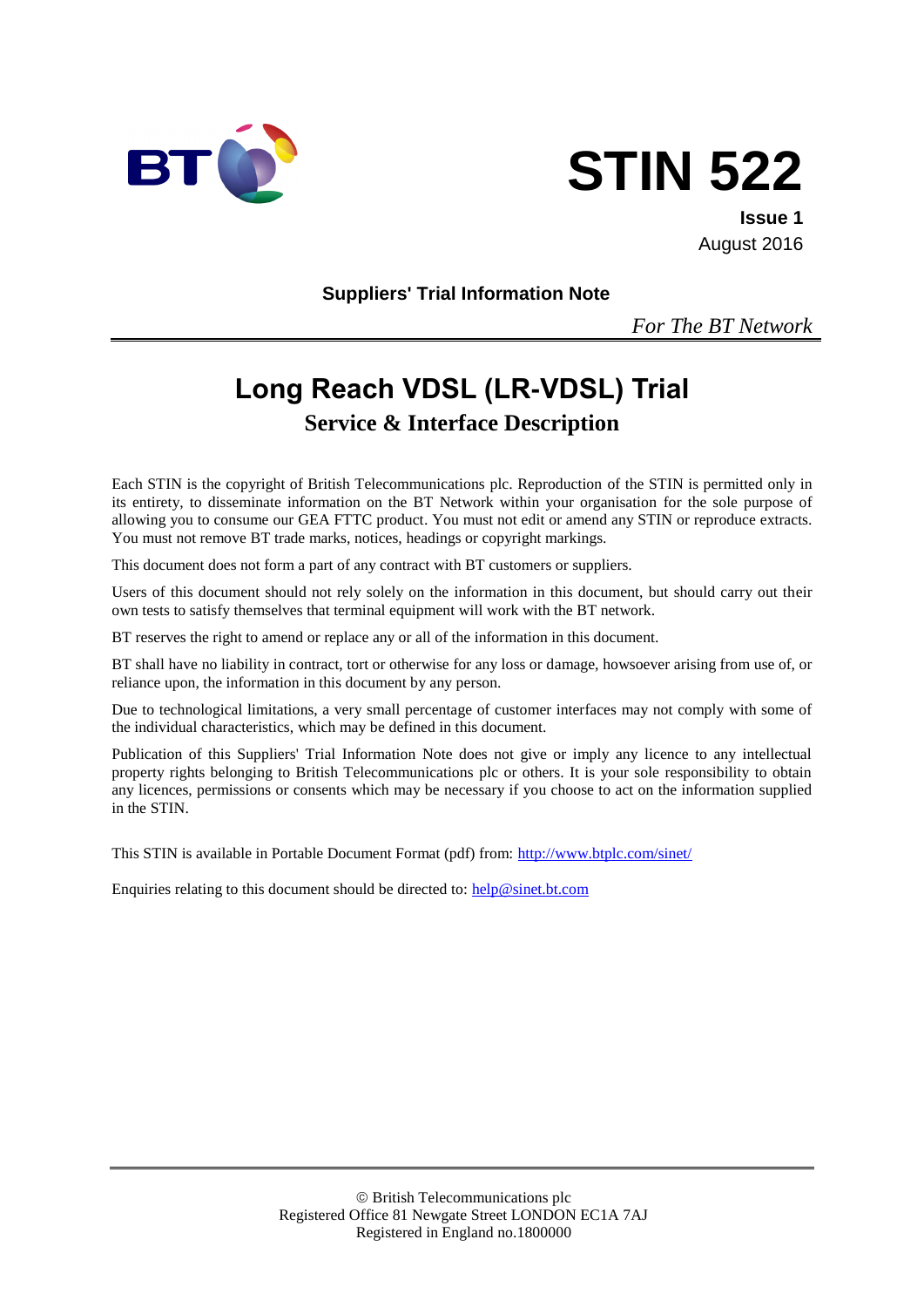# STIN 522

**Issue 1**
August 2016

**Suppliers' Trial Information Note**

*For The BT Network*

# Long Reach VDSL (LR-VDSL) Trial

## Service & Interface Description

Each STIN is the copyright of British Telecommunications plc. Reproduction of the STIN is permitted only in its entirety, to disseminate information on the BT Network within your organisation for the sole purpose of allowing you to consume our GEA FTTC product. You must not edit or amend any STIN or reproduce extracts. You must not remove BT trade marks, notices, headings or copyright markings.

This document does not form a part of any contract with BT customers or suppliers.

Users of this document should not rely solely on the information in this document, but should carry out their own tests to satisfy themselves that terminal equipment will work with the BT network.

BT reserves the right to amend or replace any or all of the information in this document.

BT shall have no liability in contract, tort or otherwise for any loss or damage, howsoever arising from use of, or reliance upon, the information in this document by any person.

Due to technological limitations, a very small percentage of customer interfaces may not comply with some of the individual characteristics, which may be defined in this document.

Publication of this Suppliers' Trial Information Note does not give or imply any licence to any intellectual property rights belonging to British Telecommunications plc or others. It is your sole responsibility to obtain any licences, permissions or consents which may be necessary if you choose to act on the information supplied in the STIN.

This STIN is available in Portable Document Format (pdf) from: http://www.btplc.com/sinet/

Enquiries relating to this document should be directed to: help@sinet.bt.com

© British Telecommunications plc
Registered Office 81 Newgate Street LONDON EC1A 7AJ
Registered in England no.1800000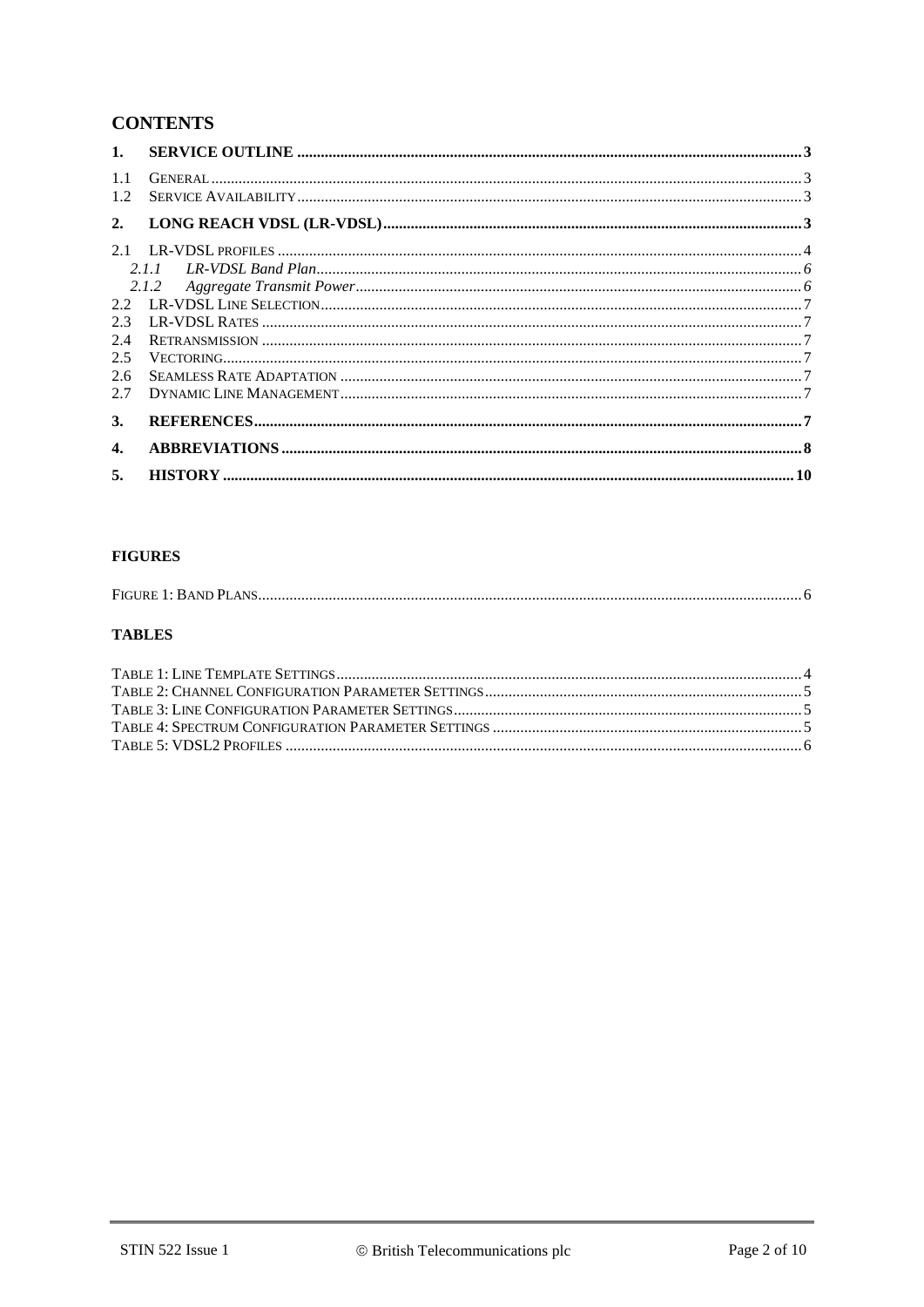# CONTENTS

| | | |
|---|---|---|
| **1.** | **SERVICE OUTLINE** | **3** |
| 1.1 | GENERAL | 3 |
| 1.2 | SERVICE AVAILABILITY | 3 |
| **2.** | **LONG REACH VDSL (LR-VDSL)** | **3** |
| 2.1 | LR-VDSL PROFILES | 4 |
| *2.1.1* | *LR-VDSL Band Plan* | *6* |
| *2.1.2* | *Aggregate Transmit Power* | *6* |
| 2.2 | LR-VDSL LINE SELECTION | 7 |
| 2.3 | LR-VDSL RATES | 7 |
| 2.4 | RETRANSMISSION | 7 |
| 2.5 | VECTORING | 7 |
| 2.6 | SEAMLESS RATE ADAPTATION | 7 |
| 2.7 | DYNAMIC LINE MANAGEMENT | 7 |
| **3.** | **REFERENCES** | **7** |
| **4.** | **ABBREVIATIONS** | **8** |
| **5.** | **HISTORY** | **10** |

## FIGURES

FIGURE 1: BAND PLANS ... 6

## TABLES

TABLE 1: LINE TEMPLATE SETTINGS ... 4
TABLE 2: CHANNEL CONFIGURATION PARAMETER SETTINGS ... 5
TABLE 3: LINE CONFIGURATION PARAMETER SETTINGS ... 5
TABLE 4: SPECTRUM CONFIGURATION PARAMETER SETTINGS ... 5
TABLE 5: VDSL2 PROFILES ... 6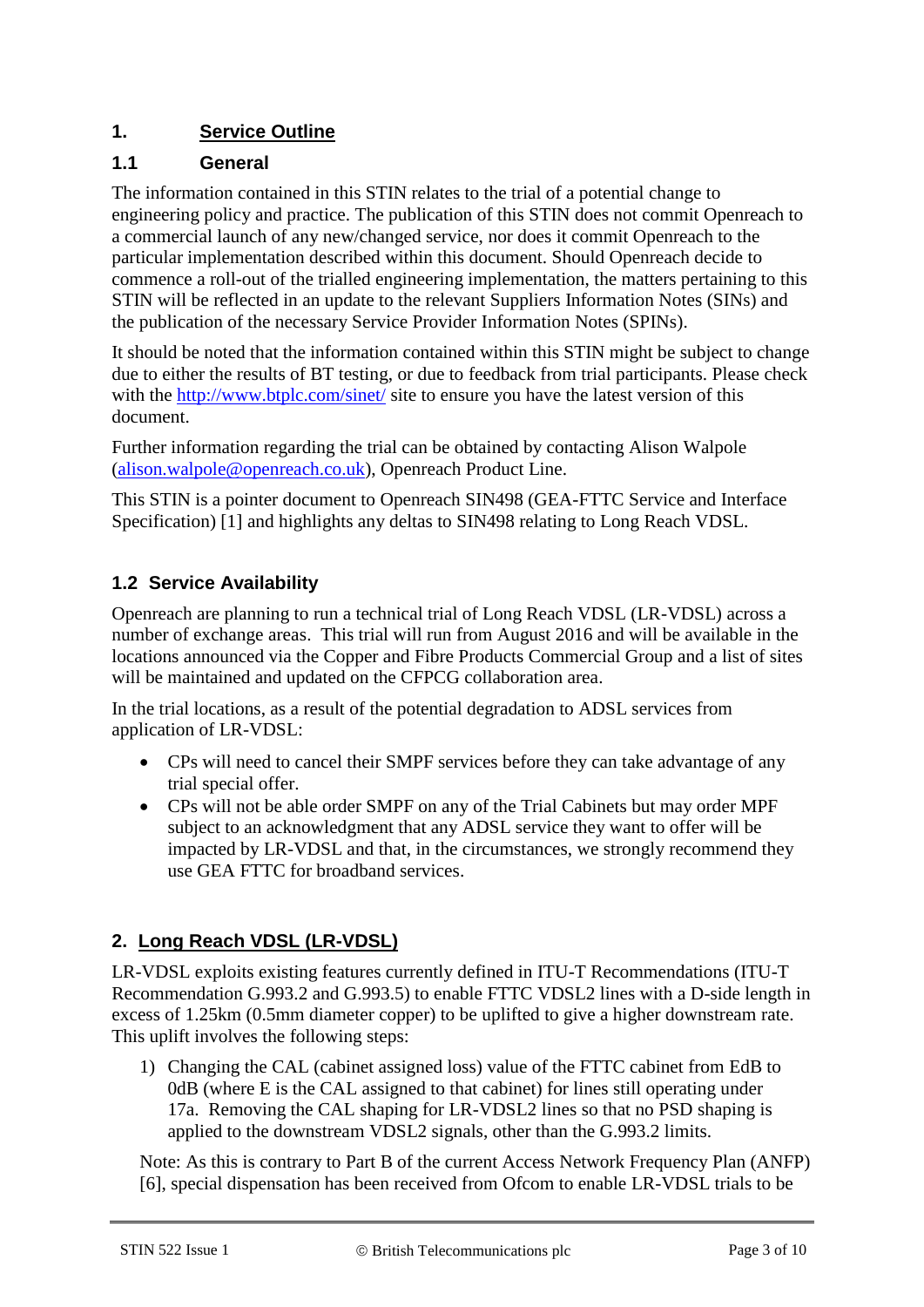# 1. Service Outline

## 1.1 General

The information contained in this STIN relates to the trial of a potential change to engineering policy and practice. The publication of this STIN does not commit Openreach to a commercial launch of any new/changed service, nor does it commit Openreach to the particular implementation described within this document. Should Openreach decide to commence a roll-out of the trialled engineering implementation, the matters pertaining to this STIN will be reflected in an update to the relevant Suppliers Information Notes (SINs) and the publication of the necessary Service Provider Information Notes (SPINs).

It should be noted that the information contained within this STIN might be subject to change due to either the results of BT testing, or due to feedback from trial participants. Please check with the http://www.btplc.com/sinet/ site to ensure you have the latest version of this document.

Further information regarding the trial can be obtained by contacting Alison Walpole (alison.walpole@openreach.co.uk), Openreach Product Line.

This STIN is a pointer document to Openreach SIN498 (GEA-FTTC Service and Interface Specification) [1] and highlights any deltas to SIN498 relating to Long Reach VDSL.

## 1.2 Service Availability

Openreach are planning to run a technical trial of Long Reach VDSL (LR-VDSL) across a number of exchange areas. This trial will run from August 2016 and will be available in the locations announced via the Copper and Fibre Products Commercial Group and a list of sites will be maintained and updated on the CFPCG collaboration area.

In the trial locations, as a result of the potential degradation to ADSL services from application of LR-VDSL:

- CPs will need to cancel their SMPF services before they can take advantage of any trial special offer.
- CPs will not be able order SMPF on any of the Trial Cabinets but may order MPF subject to an acknowledgment that any ADSL service they want to offer will be impacted by LR-VDSL and that, in the circumstances, we strongly recommend they use GEA FTTC for broadband services.

# 2. Long Reach VDSL (LR-VDSL)

LR-VDSL exploits existing features currently defined in ITU-T Recommendations (ITU-T Recommendation G.993.2 and G.993.5) to enable FTTC VDSL2 lines with a D-side length in excess of 1.25km (0.5mm diameter copper) to be uplifted to give a higher downstream rate. This uplift involves the following steps:

1) Changing the CAL (cabinet assigned loss) value of the FTTC cabinet from EdB to 0dB (where E is the CAL assigned to that cabinet) for lines still operating under 17a. Removing the CAL shaping for LR-VDSL2 lines so that no PSD shaping is applied to the downstream VDSL2 signals, other than the G.993.2 limits.

Note: As this is contrary to Part B of the current Access Network Frequency Plan (ANFP) [6], special dispensation has been received from Ofcom to enable LR-VDSL trials to be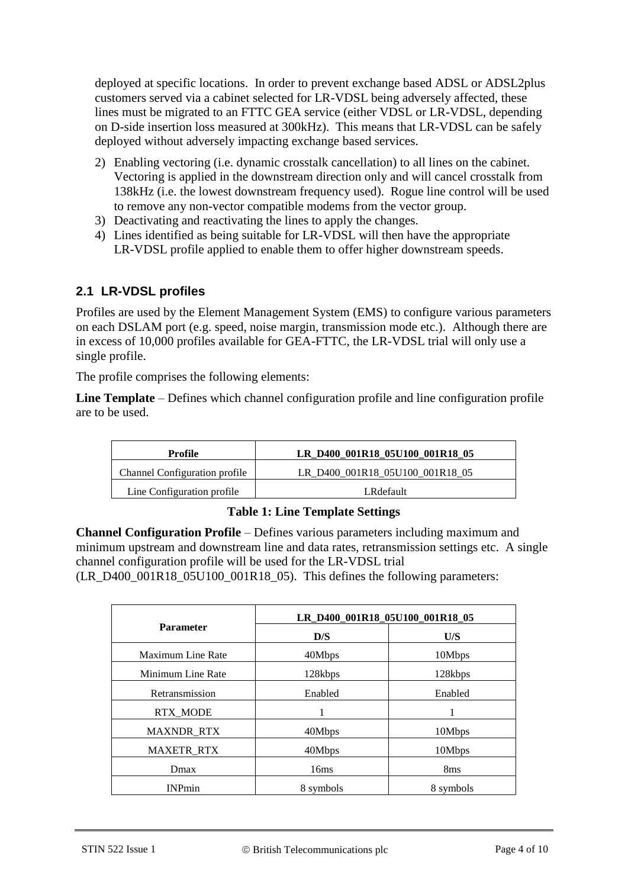deployed at specific locations. In order to prevent exchange based ADSL or ADSL2plus customers served via a cabinet selected for LR-VDSL being adversely affected, these lines must be migrated to an FTTC GEA service (either VDSL or LR-VDSL, depending on D-side insertion loss measured at 300kHz). This means that LR-VDSL can be safely deployed without adversely impacting exchange based services.

2) Enabling vectoring (i.e. dynamic crosstalk cancellation) to all lines on the cabinet. Vectoring is applied in the downstream direction only and will cancel crosstalk from 138kHz (i.e. the lowest downstream frequency used). Rogue line control will be used to remove any non-vector compatible modems from the vector group.
3) Deactivating and reactivating the lines to apply the changes.
4) Lines identified as being suitable for LR-VDSL will then have the appropriate LR-VDSL profile applied to enable them to offer higher downstream speeds.

## 2.1 LR-VDSL profiles

Profiles are used by the Element Management System (EMS) to configure various parameters on each DSLAM port (e.g. speed, noise margin, transmission mode etc.). Although there are in excess of 10,000 profiles available for GEA-FTTC, the LR-VDSL trial will only use a single profile.

The profile comprises the following elements:

**Line Template** – Defines which channel configuration profile and line configuration profile are to be used.

| Profile | LR_D400_001R18_05U100_001R18_05 |
|---|---|
| Channel Configuration profile | LR_D400_001R18_05U100_001R18_05 |
| Line Configuration profile | LRdefault |

**Table 1: Line Template Settings**

**Channel Configuration Profile** – Defines various parameters including maximum and minimum upstream and downstream line and data rates, retransmission settings etc. A single channel configuration profile will be used for the LR-VDSL trial (LR_D400_001R18_05U100_001R18_05). This defines the following parameters:

| Parameter | LR_D400_001R18_05U100_001R18_05 | |
|---|---|---|
| | D/S | U/S |
| Maximum Line Rate | 40Mbps | 10Mbps |
| Minimum Line Rate | 128kbps | 128kbps |
| Retransmission | Enabled | Enabled |
| RTX_MODE | 1 | 1 |
| MAXNDR_RTX | 40Mbps | 10Mbps |
| MAXETR_RTX | 40Mbps | 10Mbps |
| Dmax | 16ms | 8ms |
| INPmin | 8 symbols | 8 symbols |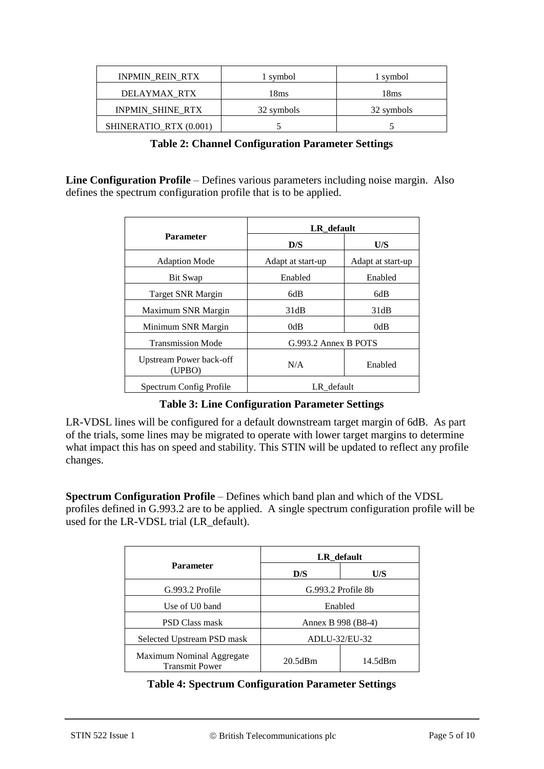| INPMIN_REIN_RTX | 1 symbol | 1 symbol |
|---|---|---|
| DELAYMAX_RTX | 18ms | 18ms |
| INPMIN_SHINE_RTX | 32 symbols | 32 symbols |
| SHINERATIO_RTX (0.001) | 5 | 5 |

**Table 2: Channel Configuration Parameter Settings**

**Line Configuration Profile** – Defines various parameters including noise margin. Also defines the spectrum configuration profile that is to be applied.

| Parameter | LR_default | |
|---|---|---|
| | **D/S** | **U/S** |
| Adaption Mode | Adapt at start-up | Adapt at start-up |
| Bit Swap | Enabled | Enabled |
| Target SNR Margin | 6dB | 6dB |
| Maximum SNR Margin | 31dB | 31dB |
| Minimum SNR Margin | 0dB | 0dB |
| Transmission Mode | G.993.2 Annex B POTS | |
| Upstream Power back-off (UPBO) | N/A | Enabled |
| Spectrum Config Profile | LR_default | |

**Table 3: Line Configuration Parameter Settings**

LR-VDSL lines will be configured for a default downstream target margin of 6dB. As part of the trials, some lines may be migrated to operate with lower target margins to determine what impact this has on speed and stability. This STIN will be updated to reflect any profile changes.

**Spectrum Configuration Profile** – Defines which band plan and which of the VDSL profiles defined in G.993.2 are to be applied. A single spectrum configuration profile will be used for the LR-VDSL trial (LR_default).

| Parameter | LR_default | |
|---|---|---|
| | **D/S** | **U/S** |
| G.993.2 Profile | G.993.2 Profile 8b | |
| Use of U0 band | Enabled | |
| PSD Class mask | Annex B 998 (B8-4) | |
| Selected Upstream PSD mask | ADLU-32/EU-32 | |
| Maximum Nominal Aggregate Transmit Power | 20.5dBm | 14.5dBm |

**Table 4: Spectrum Configuration Parameter Settings**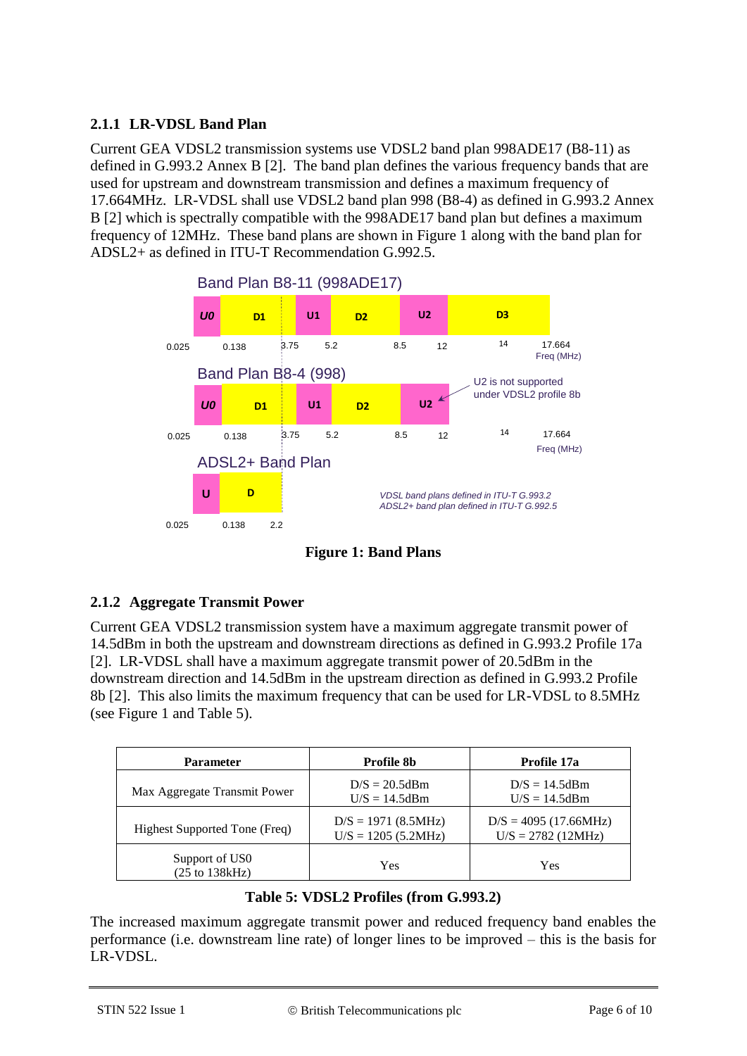### 2.1.1 LR-VDSL Band Plan

Current GEA VDSL2 transmission systems use VDSL2 band plan 998ADE17 (B8-11) as defined in G.993.2 Annex B [2]. The band plan defines the various frequency bands that are used for upstream and downstream transmission and defines a maximum frequency of 17.664MHz. LR-VDSL shall use VDSL2 band plan 998 (B8-4) as defined in G.993.2 Annex B [2] which is spectrally compatible with the 998ADE17 band plan but defines a maximum frequency of 12MHz. These band plans are shown in Figure 1 along with the band plan for ADSL2+ as defined in ITU-T Recommendation G.992.5.

**Figure 1: Band Plans**

### 2.1.2 Aggregate Transmit Power

Current GEA VDSL2 transmission system have a maximum aggregate transmit power of 14.5dBm in both the upstream and downstream directions as defined in G.993.2 Profile 17a [2]. LR-VDSL shall have a maximum aggregate transmit power of 20.5dBm in the downstream direction and 14.5dBm in the upstream direction as defined in G.993.2 Profile 8b [2]. This also limits the maximum frequency that can be used for LR-VDSL to 8.5MHz (see Figure 1 and Table 5).

| Parameter | Profile 8b | Profile 17a |
|---|---|---|
| Max Aggregate Transmit Power | D/S = 20.5dBm<br>U/S = 14.5dBm | D/S = 14.5dBm<br>U/S = 14.5dBm |
| Highest Supported Tone (Freq) | D/S = 1971 (8.5MHz)<br>U/S = 1205 (5.2MHz) | D/S = 4095 (17.66MHz)<br>U/S = 2782 (12MHz) |
| Support of US0<br>(25 to 138kHz) | Yes | Yes |

**Table 5: VDSL2 Profiles (from G.993.2)**

The increased maximum aggregate transmit power and reduced frequency band enables the performance (i.e. downstream line rate) of longer lines to be improved – this is the basis for LR-VDSL.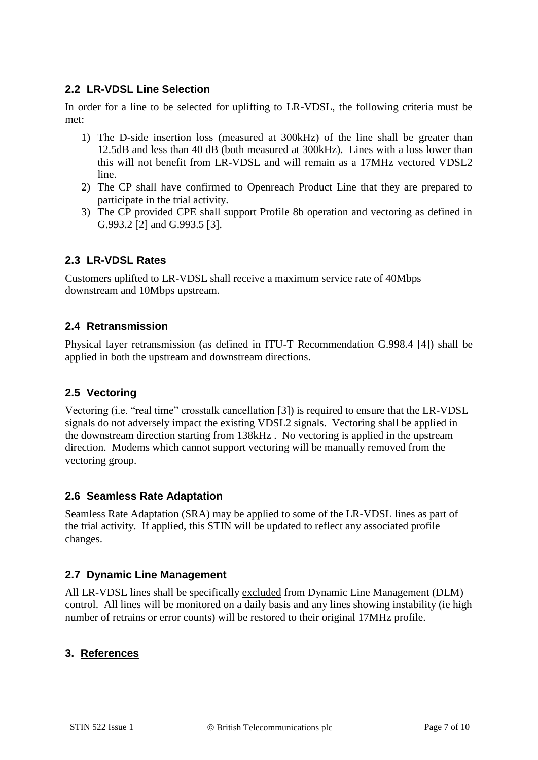## 2.2 LR-VDSL Line Selection

In order for a line to be selected for uplifting to LR-VDSL, the following criteria must be met:

1) The D-side insertion loss (measured at 300kHz) of the line shall be greater than 12.5dB and less than 40 dB (both measured at 300kHz). Lines with a loss lower than this will not benefit from LR-VDSL and will remain as a 17MHz vectored VDSL2 line.
2) The CP shall have confirmed to Openreach Product Line that they are prepared to participate in the trial activity.
3) The CP provided CPE shall support Profile 8b operation and vectoring as defined in G.993.2 [2] and G.993.5 [3].

## 2.3 LR-VDSL Rates

Customers uplifted to LR-VDSL shall receive a maximum service rate of 40Mbps downstream and 10Mbps upstream.

## 2.4 Retransmission

Physical layer retransmission (as defined in ITU-T Recommendation G.998.4 [4]) shall be applied in both the upstream and downstream directions.

## 2.5 Vectoring

Vectoring (i.e. "real time" crosstalk cancellation [3]) is required to ensure that the LR-VDSL signals do not adversely impact the existing VDSL2 signals. Vectoring shall be applied in the downstream direction starting from 138kHz . No vectoring is applied in the upstream direction. Modems which cannot support vectoring will be manually removed from the vectoring group.

## 2.6 Seamless Rate Adaptation

Seamless Rate Adaptation (SRA) may be applied to some of the LR-VDSL lines as part of the trial activity. If applied, this STIN will be updated to reflect any associated profile changes.

## 2.7 Dynamic Line Management

All LR-VDSL lines shall be specifically excluded from Dynamic Line Management (DLM) control. All lines will be monitored on a daily basis and any lines showing instability (ie high number of retrains or error counts) will be restored to their original 17MHz profile.

# 3. References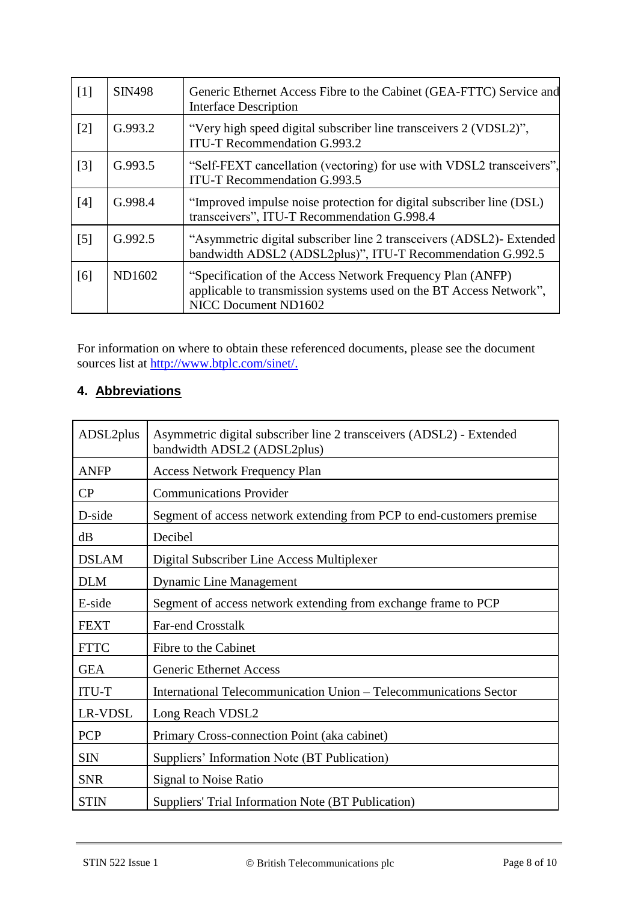| [1] | SIN498 | Generic Ethernet Access Fibre to the Cabinet (GEA-FTTC) Service and Interface Description |
|---|---|---|
| [2] | G.993.2 | "Very high speed digital subscriber line transceivers 2 (VDSL2)", ITU-T Recommendation G.993.2 |
| [3] | G.993.5 | "Self-FEXT cancellation (vectoring) for use with VDSL2 transceivers", ITU-T Recommendation G.993.5 |
| [4] | G.998.4 | "Improved impulse noise protection for digital subscriber line (DSL) transceivers", ITU-T Recommendation G.998.4 |
| [5] | G.992.5 | "Asymmetric digital subscriber line 2 transceivers (ADSL2)- Extended bandwidth ADSL2 (ADSL2plus)", ITU-T Recommendation G.992.5 |
| [6] | ND1602 | "Specification of the Access Network Frequency Plan (ANFP) applicable to transmission systems used on the BT Access Network", NICC Document ND1602 |

For information on where to obtain these referenced documents, please see the document sources list at http://www.btplc.com/sinet/.

## 4. Abbreviations

| ADSL2plus | Asymmetric digital subscriber line 2 transceivers (ADSL2) - Extended bandwidth ADSL2 (ADSL2plus) |
|---|---|
| ANFP | Access Network Frequency Plan |
| CP | Communications Provider |
| D-side | Segment of access network extending from PCP to end-customers premise |
| dB | Decibel |
| DSLAM | Digital Subscriber Line Access Multiplexer |
| DLM | Dynamic Line Management |
| E-side | Segment of access network extending from exchange frame to PCP |
| FEXT | Far-end Crosstalk |
| FTTC | Fibre to the Cabinet |
| GEA | Generic Ethernet Access |
| ITU-T | International Telecommunication Union – Telecommunications Sector |
| LR-VDSL | Long Reach VDSL2 |
| PCP | Primary Cross-connection Point (aka cabinet) |
| SIN | Suppliers' Information Note (BT Publication) |
| SNR | Signal to Noise Ratio |
| STIN | Suppliers' Trial Information Note (BT Publication) |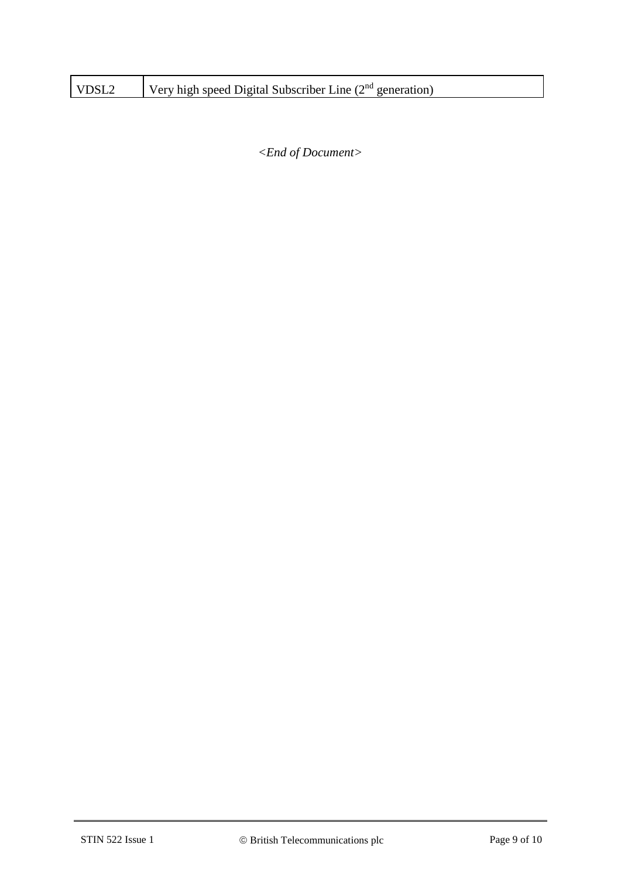| VDSL2 | Very high speed Digital Subscriber Line (2nd generation) |
|---|---|

*<End of Document>*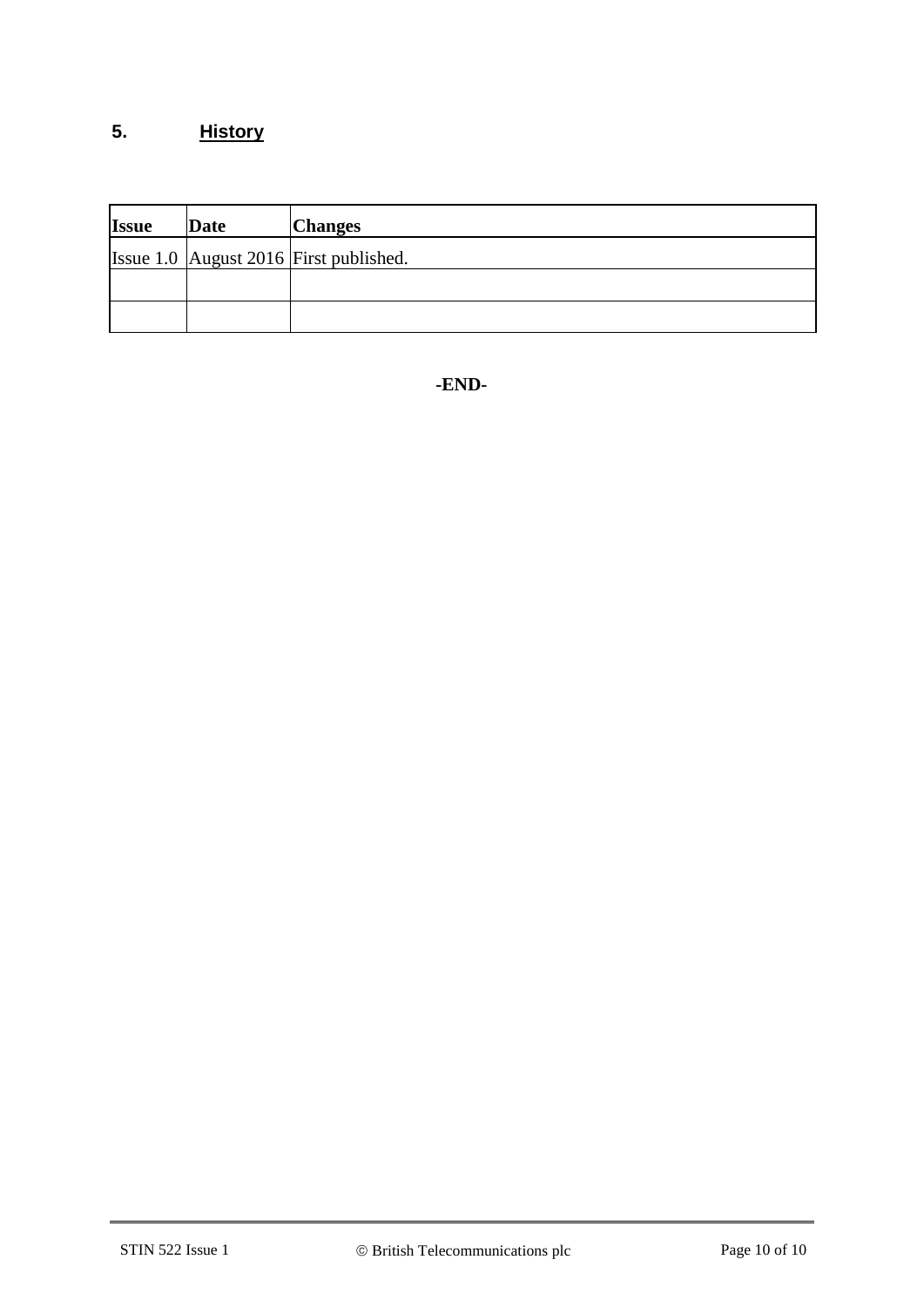## 5. History

| Issue | Date | Changes |
| --- | --- | --- |
| Issue 1.0 | August 2016 | First published. |
| | | |
| | | |

**-END-**